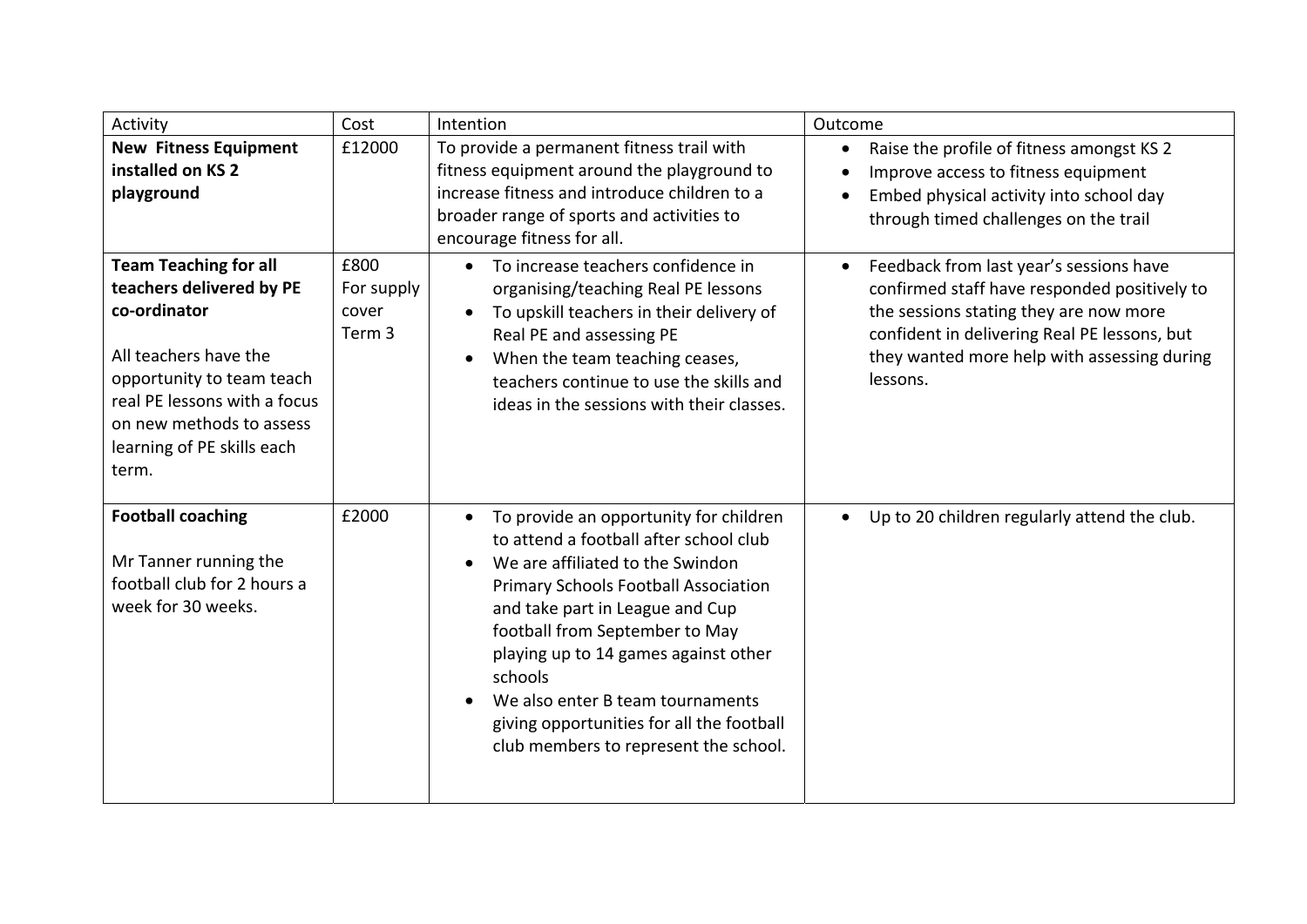| Activity | Cost | Intention | Outcome |
|---|---|---|---|
| **New Fitness Equipment installed on KS 2 playground** | £12000 | To provide a permanent fitness trail with fitness equipment around the playground to increase fitness and introduce children to a broader range of sports and activities to encourage fitness for all. | • Raise the profile of fitness amongst KS 2<br>• Improve access to fitness equipment<br>• Embed physical activity into school day through timed challenges on the trail |
| **Team Teaching for all teachers delivered by PE co-ordinator**<br><br>All teachers have the opportunity to team teach real PE lessons with a focus on new methods to assess learning of PE skills each term. | £800 For supply cover Term 3 | • To increase teachers confidence in organising/teaching Real PE lessons<br>• To upskill teachers in their delivery of Real PE and assessing PE<br>• When the team teaching ceases, teachers continue to use the skills and ideas in the sessions with their classes. | • Feedback from last year's sessions have confirmed staff have responded positively to the sessions stating they are now more confident in delivering Real PE lessons, but they wanted more help with assessing during lessons. |
| **Football coaching**<br><br>Mr Tanner running the football club for 2 hours a week for 30 weeks. | £2000 | • To provide an opportunity for children to attend a football after school club<br>• We are affiliated to the Swindon Primary Schools Football Association and take part in League and Cup football from September to May playing up to 14 games against other schools<br>• We also enter B team tournaments giving opportunities for all the football club members to represent the school. | • Up to 20 children regularly attend the club. |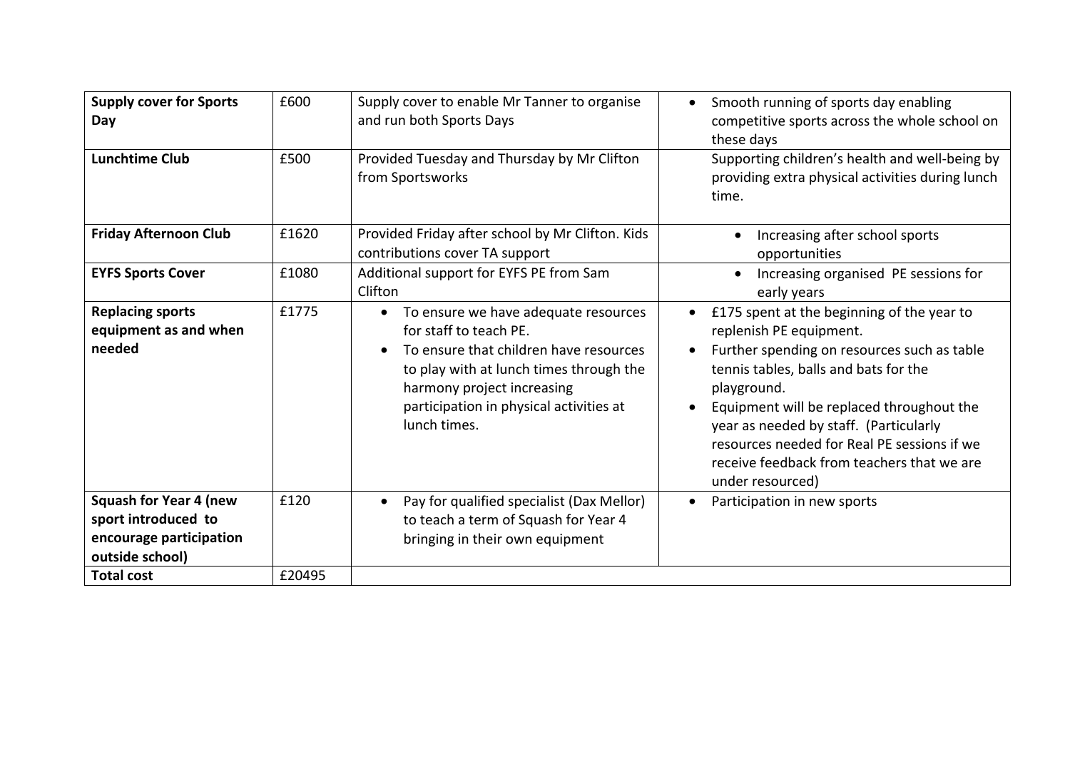| | | | |
|---|---|---|---|
| **Supply cover for Sports Day** | £600 | Supply cover to enable Mr Tanner to organise and run both Sports Days | • Smooth running of sports day enabling competitive sports across the whole school on these days |
| **Lunchtime Club** | £500 | Provided Tuesday and Thursday by Mr Clifton from Sportsworks | Supporting children's health and well-being by providing extra physical activities during lunch time. |
| **Friday Afternoon Club** | £1620 | Provided Friday after school by Mr Clifton. Kids contributions cover TA support | • Increasing after school sports opportunities |
| **EYFS Sports Cover** | £1080 | Additional support for EYFS PE from Sam Clifton | • Increasing organised PE sessions for early years |
| **Replacing sports equipment as and when needed** | £1775 | • To ensure we have adequate resources for staff to teach PE.<br>• To ensure that children have resources to play with at lunch times through the harmony project increasing participation in physical activities at lunch times. | • £175 spent at the beginning of the year to replenish PE equipment.<br>• Further spending on resources such as table tennis tables, balls and bats for the playground.<br>• Equipment will be replaced throughout the year as needed by staff. (Particularly resources needed for Real PE sessions if we receive feedback from teachers that we are under resourced) |
| **Squash for Year 4 (new sport introduced to encourage participation outside school)** | £120 | • Pay for qualified specialist (Dax Mellor) to teach a term of Squash for Year 4 bringing in their own equipment | • Participation in new sports |
| **Total cost** | £20495 | | |